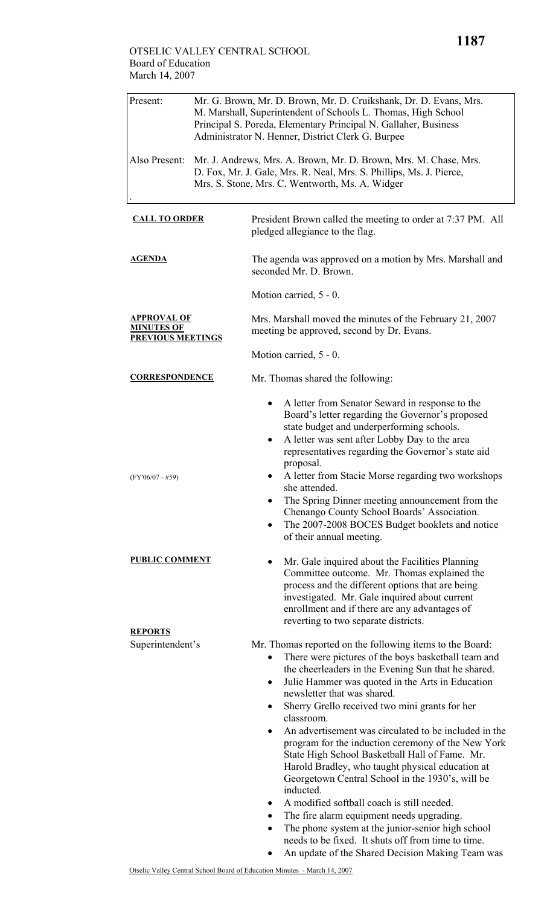OTSELIC VALLEY CENTRAL SCHOOL
Board of Education
March 14, 2007

| Present: | Mr. G. Brown, Mr. D. Brown, Mr. D. Cruikshank, Dr. D. Evans, Mrs. M. Marshall, Superintendent of Schools L. Thomas, High School Principal S. Poreda, Elementary Principal N. Gallaher, Business Administrator N. Henner, District Clerk G. Burpee |
|---|---|
| Also Present: | Mr. J. Andrews, Mrs. A. Brown, Mr. D. Brown, Mrs. M. Chase, Mrs. D. Fox, Mr. J. Gale, Mrs. R. Neal, Mrs. S. Phillips, Ms. J. Pierce, Mrs. S. Stone, Mrs. C. Wentworth, Ms. A. Widger |

**CALL TO ORDER**

President Brown called the meeting to order at 7:37 PM. All pledged allegiance to the flag.

**AGENDA**

The agenda was approved on a motion by Mrs. Marshall and seconded Mr. D. Brown.

Motion carried, 5 - 0.

**APPROVAL OF MINUTES OF PREVIOUS MEETINGS**

Mrs. Marshall moved the minutes of the February 21, 2007 meeting be approved, second by Dr. Evans.

Motion carried, 5 - 0.

**CORRESPONDENCE**

Mr. Thomas shared the following:

- A letter from Senator Seward in response to the Board's letter regarding the Governor's proposed state budget and underperforming schools.
- A letter was sent after Lobby Day to the area representatives regarding the Governor's state aid proposal.
- (FY'06/07 - #59) A letter from Stacie Morse regarding two workshops she attended.
- The Spring Dinner meeting announcement from the Chenango County School Boards' Association.
- The 2007-2008 BOCES Budget booklets and notice of their annual meeting.

**PUBLIC COMMENT**

- Mr. Gale inquired about the Facilities Planning Committee outcome. Mr. Thomas explained the process and the different options that are being investigated. Mr. Gale inquired about current enrollment and if there are any advantages of reverting to two separate districts.

**REPORTS**

Superintendent's

Mr. Thomas reported on the following items to the Board:

- There were pictures of the boys basketball team and the cheerleaders in the Evening Sun that he shared.
- Julie Hammer was quoted in the Arts in Education newsletter that was shared.
- Sherry Grello received two mini grants for her classroom.
- An advertisement was circulated to be included in the program for the induction ceremony of the New York State High School Basketball Hall of Fame. Mr. Harold Bradley, who taught physical education at Georgetown Central School in the 1930's, will be inducted.
- A modified softball coach is still needed.
- The fire alarm equipment needs upgrading.
- The phone system at the junior-senior high school needs to be fixed. It shuts off from time to time.
- An update of the Shared Decision Making Team was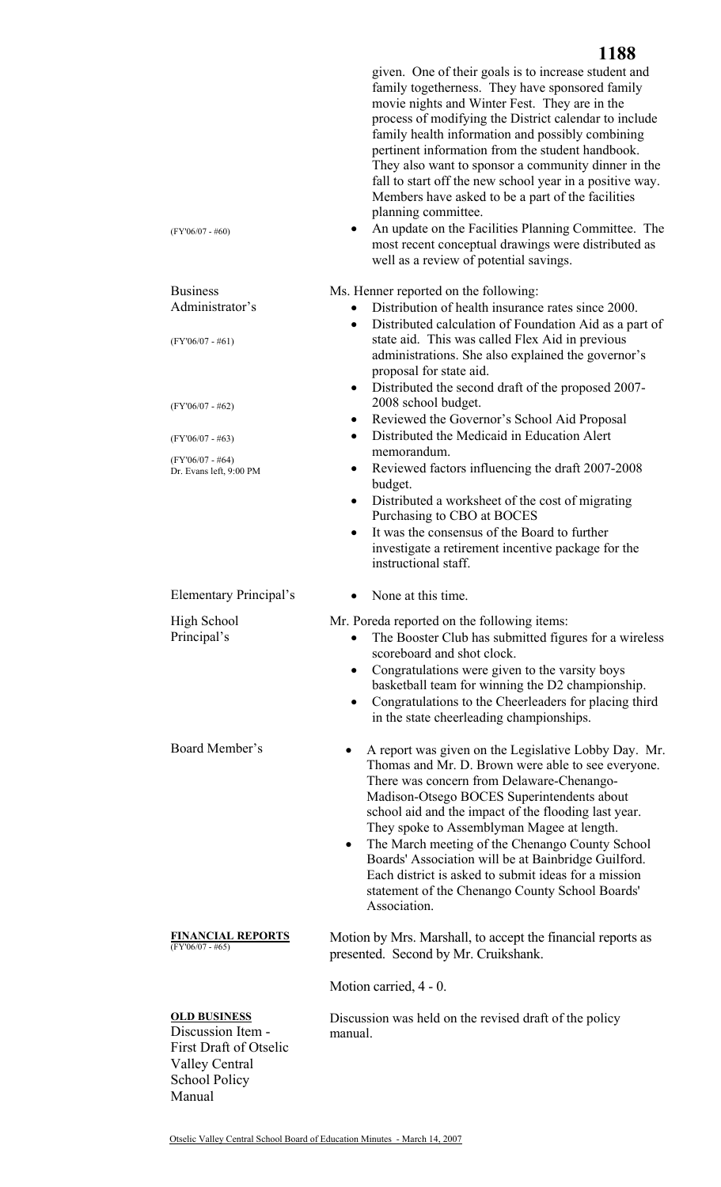given. One of their goals is to increase student and family togetherness. They have sponsored family movie nights and Winter Fest. They are in the process of modifying the District calendar to include family health information and possibly combining pertinent information from the student handbook. They also want to sponsor a community dinner in the fall to start off the new school year in a positive way. Members have asked to be a part of the facilities planning committee.

(FY'06/07 - #60)

- An update on the Facilities Planning Committee. The most recent conceptual drawings were distributed as well as a review of potential savings.

Business Administrator's

Ms. Henner reported on the following:

- Distribution of health insurance rates since 2000.
- (FY'06/07 - #61) Distributed calculation of Foundation Aid as a part of state aid. This was called Flex Aid in previous administrations. She also explained the governor's proposal for state aid.
- (FY'06/07 - #62) Distributed the second draft of the proposed 2007-2008 school budget.
- Reviewed the Governor's School Aid Proposal
- (FY'06/07 - #63) Distributed the Medicaid in Education Alert memorandum.
- (FY'06/07 - #64) Reviewed factors influencing the draft 2007-2008 budget.
- Distributed a worksheet of the cost of migrating Purchasing to CBO at BOCES
- It was the consensus of the Board to further investigate a retirement incentive package for the instructional staff.

Dr. Evans left, 9:00 PM

Elementary Principal's

- None at this time.

High School Principal's

Mr. Poreda reported on the following items:

- The Booster Club has submitted figures for a wireless scoreboard and shot clock.
- Congratulations were given to the varsity boys basketball team for winning the D2 championship.
- Congratulations to the Cheerleaders for placing third in the state cheerleading championships.

Board Member's

- A report was given on the Legislative Lobby Day. Mr. Thomas and Mr. D. Brown were able to see everyone. There was concern from Delaware-Chenango-Madison-Otsego BOCES Superintendents about school aid and the impact of the flooding last year. They spoke to Assemblyman Magee at length.
- The March meeting of the Chenango County School Boards' Association will be at Bainbridge Guilford. Each district is asked to submit ideas for a mission statement of the Chenango County School Boards' Association.

**FINANCIAL REPORTS**
(FY'06/07 - #65)

Motion by Mrs. Marshall, to accept the financial reports as presented. Second by Mr. Cruikshank.

Motion carried, 4 - 0.

**OLD BUSINESS**
Discussion Item - First Draft of Otselic Valley Central School Policy Manual

Discussion was held on the revised draft of the policy manual.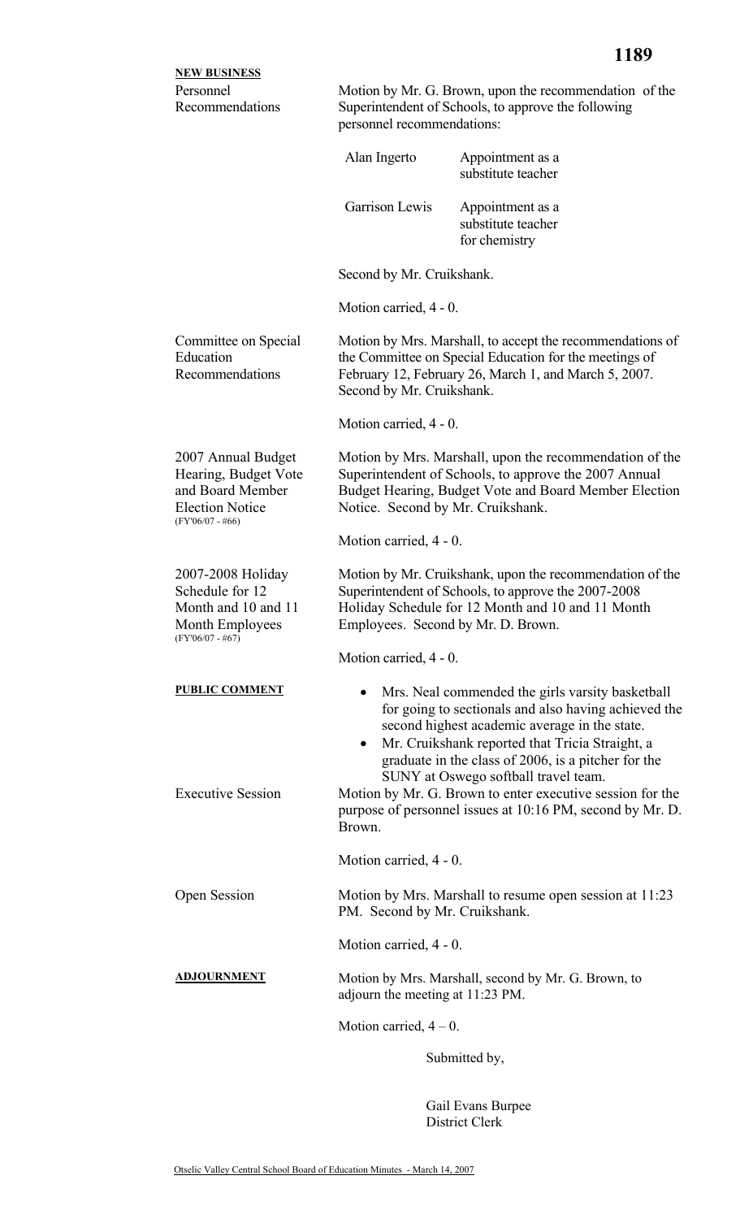## NEW BUSINESS

**Personnel Recommendations**

Motion by Mr. G. Brown, upon the recommendation of the Superintendent of Schools, to approve the following personnel recommendations:

| | |
|---|---|
| Alan Ingerto | Appointment as a substitute teacher |
| Garrison Lewis | Appointment as a substitute teacher for chemistry |

Second by Mr. Cruikshank.

Motion carried, 4 - 0.

**Committee on Special Education Recommendations**

Motion by Mrs. Marshall, to accept the recommendations of the Committee on Special Education for the meetings of February 12, February 26, March 1, and March 5, 2007. Second by Mr. Cruikshank.

Motion carried, 4 - 0.

**2007 Annual Budget Hearing, Budget Vote and Board Member Election Notice (FY'06/07 - #66)**

Motion by Mrs. Marshall, upon the recommendation of the Superintendent of Schools, to approve the 2007 Annual Budget Hearing, Budget Vote and Board Member Election Notice. Second by Mr. Cruikshank.

Motion carried, 4 - 0.

**2007-2008 Holiday Schedule for 12 Month and 10 and 11 Month Employees (FY'06/07 - #67)**

Motion by Mr. Cruikshank, upon the recommendation of the Superintendent of Schools, to approve the 2007-2008 Holiday Schedule for 12 Month and 10 and 11 Month Employees. Second by Mr. D. Brown.

Motion carried, 4 - 0.

## PUBLIC COMMENT

- Mrs. Neal commended the girls varsity basketball for going to sectionals and also having achieved the second highest academic average in the state.
- Mr. Cruikshank reported that Tricia Straight, a graduate in the class of 2006, is a pitcher for the SUNY at Oswego softball travel team.

**Executive Session**

Motion by Mr. G. Brown to enter executive session for the purpose of personnel issues at 10:16 PM, second by Mr. D. Brown.

Motion carried, 4 - 0.

**Open Session**

Motion by Mrs. Marshall to resume open session at 11:23 PM. Second by Mr. Cruikshank.

Motion carried, 4 - 0.

## ADJOURNMENT

Motion by Mrs. Marshall, second by Mr. G. Brown, to adjourn the meeting at 11:23 PM.

Motion carried, 4 – 0.

Submitted by,

Gail Evans Burpee
District Clerk